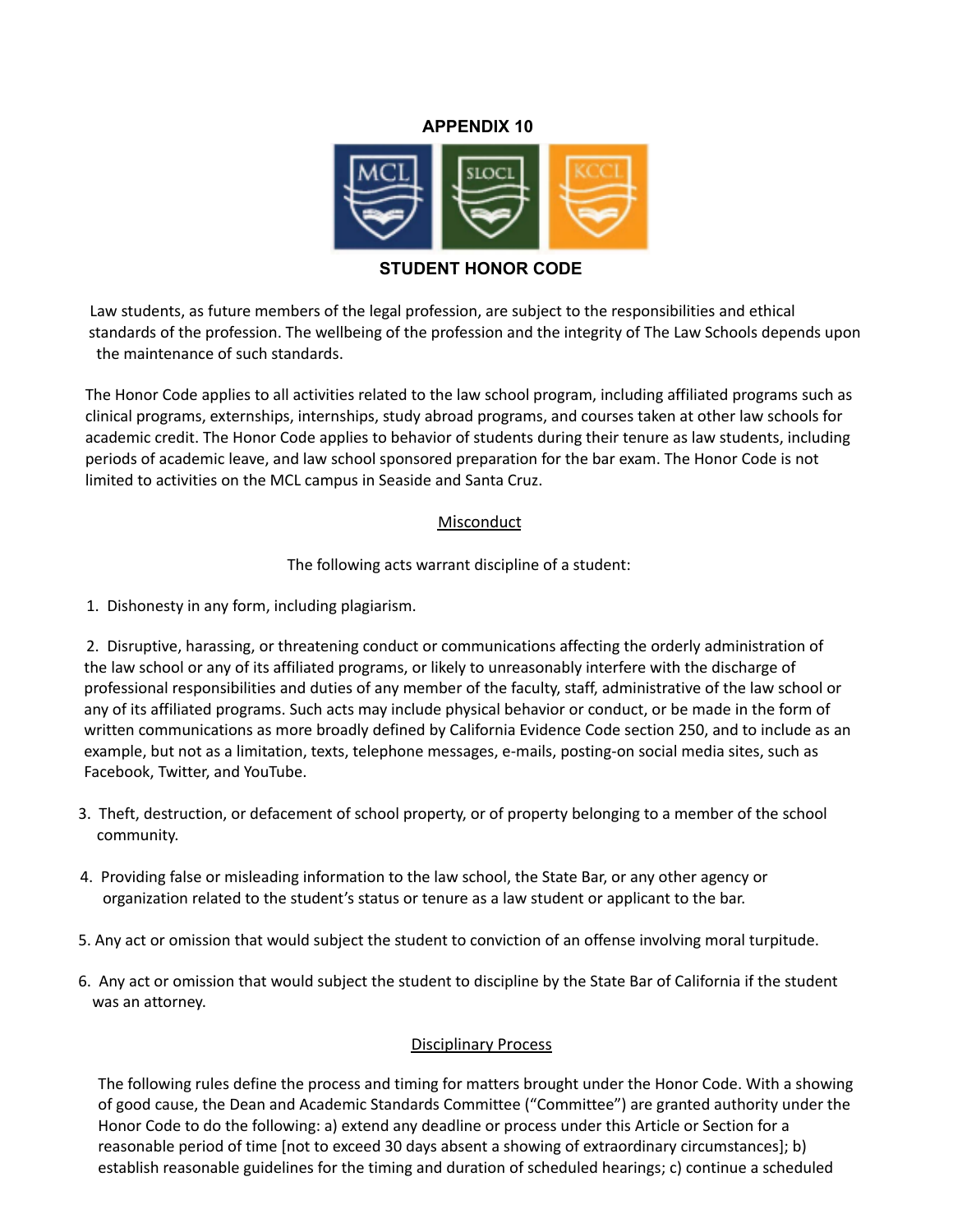## APPENDIX 10

MCL SLOCL KCCL

## STUDENT HONOR CODE

Law students, as future members of the legal profession, are subject to the responsibilities and ethical standards of the profession. The wellbeing of the profession and the integrity of The Law Schools depends upon the maintenance of such standards.

The Honor Code applies to all activities related to the law school program, including affiliated programs such as clinical programs, externships, internships, study abroad programs, and courses taken at other law schools for academic credit. The Honor Code applies to behavior of students during their tenure as law students, including periods of academic leave, and law school sponsored preparation for the bar exam. The Honor Code is not limited to activities on the MCL campus in Seaside and Santa Cruz.

### Misconduct

The following acts warrant discipline of a student:

1. Dishonesty in any form, including plagiarism.

2. Disruptive, harassing, or threatening conduct or communications affecting the orderly administration of the law school or any of its affiliated programs, or likely to unreasonably interfere with the discharge of professional responsibilities and duties of any member of the faculty, staff, administrative of the law school or any of its affiliated programs. Such acts may include physical behavior or conduct, or be made in the form of written communications as more broadly defined by California Evidence Code section 250, and to include as an example, but not as a limitation, texts, telephone messages, e-mails, posting-on social media sites, such as Facebook, Twitter, and YouTube.

3. Theft, destruction, or defacement of school property, or of property belonging to a member of the school community.

4. Providing false or misleading information to the law school, the State Bar, or any other agency or organization related to the student's status or tenure as a law student or applicant to the bar.

5. Any act or omission that would subject the student to conviction of an offense involving moral turpitude.

6. Any act or omission that would subject the student to discipline by the State Bar of California if the student was an attorney.

### Disciplinary Process

The following rules define the process and timing for matters brought under the Honor Code. With a showing of good cause, the Dean and Academic Standards Committee ("Committee") are granted authority under the Honor Code to do the following: a) extend any deadline or process under this Article or Section for a reasonable period of time [not to exceed 30 days absent a showing of extraordinary circumstances]; b) establish reasonable guidelines for the timing and duration of scheduled hearings; c) continue a scheduled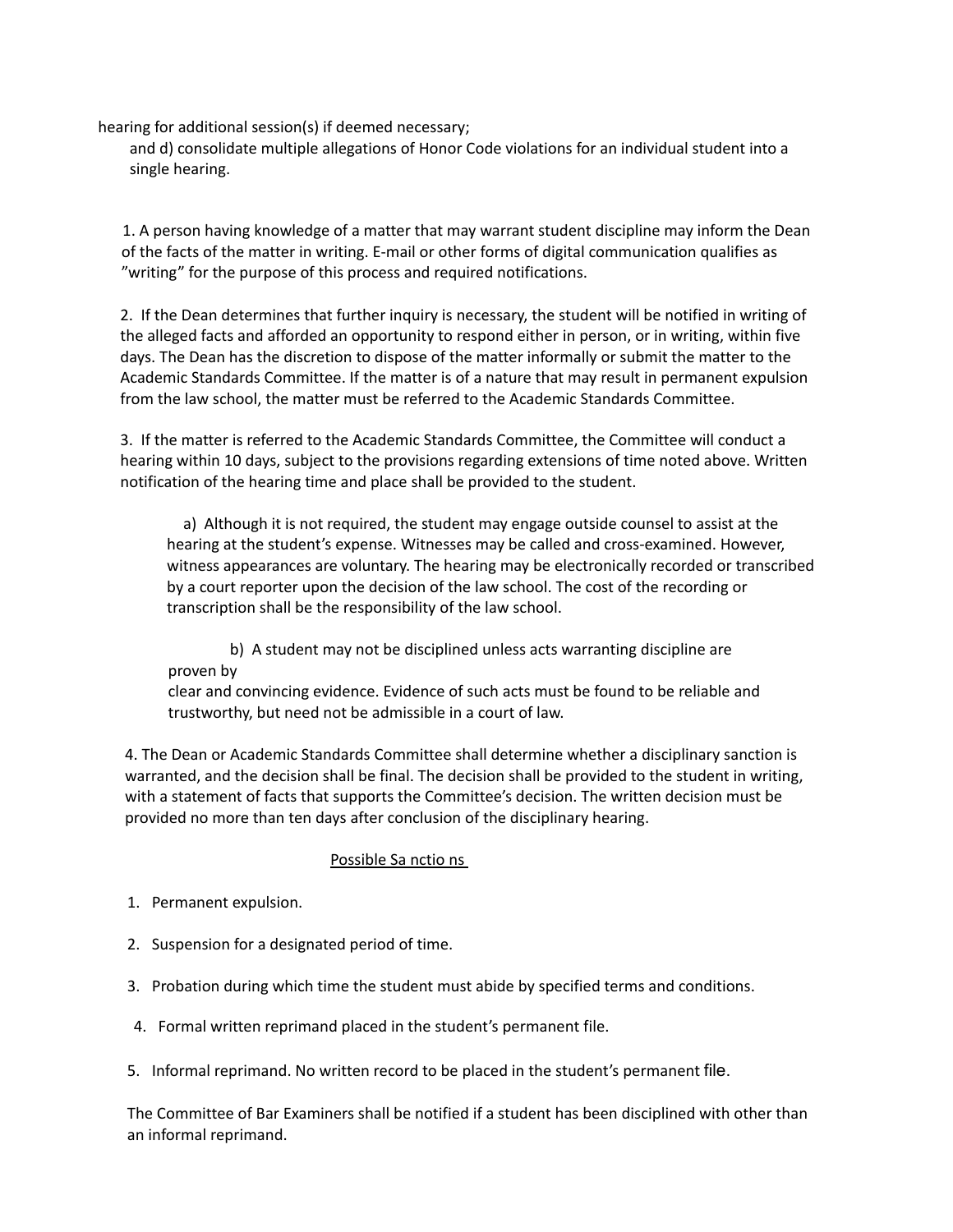hearing for additional session(s) if deemed necessary;

and d) consolidate multiple allegations of Honor Code violations for an individual student into a single hearing.

1. A person having knowledge of a matter that may warrant student discipline may inform the Dean of the facts of the matter in writing. E-mail or other forms of digital communication qualifies as ”writing” for the purpose of this process and required notifications.

2. If the Dean determines that further inquiry is necessary, the student will be notified in writing of the alleged facts and afforded an opportunity to respond either in person, or in writing, within five days. The Dean has the discretion to dispose of the matter informally or submit the matter to the Academic Standards Committee. If the matter is of a nature that may result in permanent expulsion from the law school, the matter must be referred to the Academic Standards Committee.

3. If the matter is referred to the Academic Standards Committee, the Committee will conduct a hearing within 10 days, subject to the provisions regarding extensions of time noted above. Written notification of the hearing time and place shall be provided to the student.

a) Although it is not required, the student may engage outside counsel to assist at the hearing at the student’s expense. Witnesses may be called and cross-examined. However, witness appearances are voluntary. The hearing may be electronically recorded or transcribed by a court reporter upon the decision of the law school. The cost of the recording or transcription shall be the responsibility of the law school.

b) A student may not be disciplined unless acts warranting discipline are proven by clear and convincing evidence. Evidence of such acts must be found to be reliable and trustworthy, but need not be admissible in a court of law.

4. The Dean or Academic Standards Committee shall determine whether a disciplinary sanction is warranted, and the decision shall be final. The decision shall be provided to the student in writing, with a statement of facts that supports the Committee’s decision. The written decision must be provided no more than ten days after conclusion of the disciplinary hearing.

## Possible Sanctions

1. Permanent expulsion.
2. Suspension for a designated period of time.
3. Probation during which time the student must abide by specified terms and conditions.
4. Formal written reprimand placed in the student’s permanent file.
5. Informal reprimand. No written record to be placed in the student’s permanent file.

The Committee of Bar Examiners shall be notified if a student has been disciplined with other than an informal reprimand.